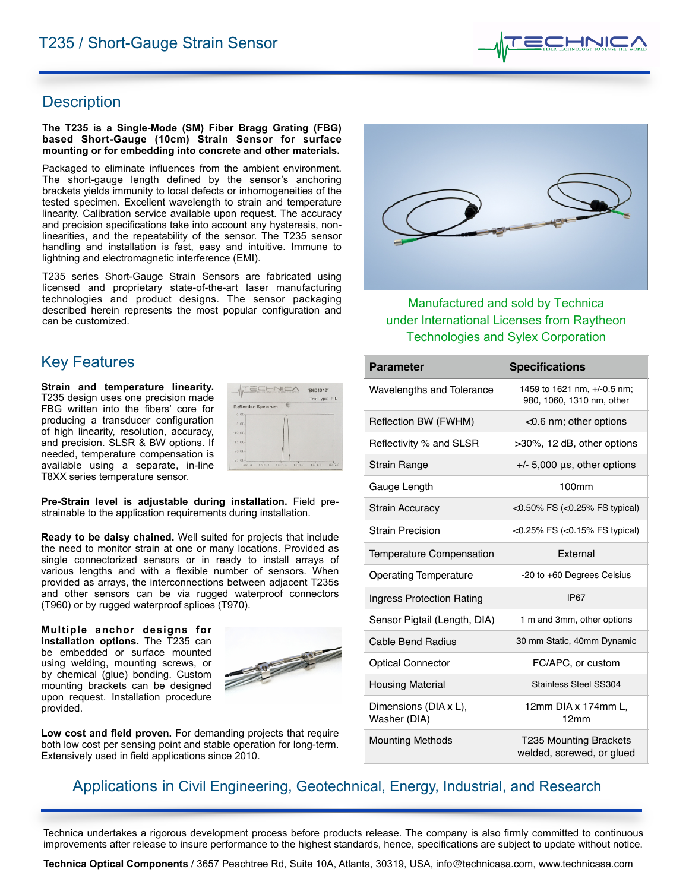# T235 / Short-Gauge Strain Sensor

## Description

**The T235 is a Single-Mode (SM) Fiber Bragg Grating (FBG) based Short-Gauge (10cm) Strain Sensor for surface mounting or for embedding into concrete and other materials.**

Packaged to eliminate influences from the ambient environment. The short-gauge length defined by the sensor's anchoring brackets yields immunity to local defects or inhomogeneities of the tested specimen. Excellent wavelength to strain and temperature linearity. Calibration service available upon request. The accuracy and precision specifications take into account any hysteresis, non-linearities, and the repeatability of the sensor. The T235 sensor handling and installation is fast, easy and intuitive. Immune to lightning and electromagnetic interference (EMI).

T235 series Short-Gauge Strain Sensors are fabricated using licensed and proprietary state-of-the-art laser manufacturing technologies and product designs. The sensor packaging described herein represents the most popular configuration and can be customized.

Manufactured and sold by Technica under International Licenses from Raytheon Technologies and Sylex Corporation

## Key Features

**Strain and temperature linearity.** T235 design uses one precision made FBG written into the fibers' core for producing a transducer configuration of high linearity, resolution, accuracy, and precision. SLSR & BW options. If needed, temperature compensation is available using a separate, in-line T8XX series temperature sensor.

**Pre-Strain level is adjustable during installation.** Field pre-strainable to the application requirements during installation.

**Ready to be daisy chained.** Well suited for projects that include the need to monitor strain at one or many locations. Provided as single connectorized sensors or in ready to install arrays of various lengths and with a flexible number of sensors. When provided as arrays, the interconnections between adjacent T235s and other sensors can be via rugged waterproof connectors (T960) or by rugged waterproof splices (T970).

**Multiple anchor designs for installation options.** The T235 can be embedded or surface mounted using welding, mounting screws, or by chemical (glue) bonding. Custom mounting brackets can be designed upon request. Installation procedure provided.

**Low cost and field proven.** For demanding projects that require both low cost per sensing point and stable operation for long-term. Extensively used in field applications since 2010.

| Parameter | Specifications |
| --- | --- |
| Wavelengths and Tolerance | 1459 to 1621 nm, +/-0.5 nm; 980, 1060, 1310 nm, other |
| Reflection BW (FWHM) | <0.6 nm; other options |
| Reflectivity % and SLSR | >30%, 12 dB, other options |
| Strain Range | +/- 5,000 με, other options |
| Gauge Length | 100mm |
| Strain Accuracy | <0.50% FS (<0.25% FS typical) |
| Strain Precision | <0.25% FS (<0.15% FS typical) |
| Temperature Compensation | External |
| Operating Temperature | -20 to +60 Degrees Celsius |
| Ingress Protection Rating | IP67 |
| Sensor Pigtail (Length, DIA) | 1 m and 3mm, other options |
| Cable Bend Radius | 30 mm Static, 40mm Dynamic |
| Optical Connector | FC/APC, or custom |
| Housing Material | Stainless Steel SS304 |
| Dimensions (DIA x L), Washer (DIA) | 12mm DIA x 174mm L, 12mm |
| Mounting Methods | T235 Mounting Brackets welded, screwed, or glued |

## Applications in Civil Engineering, Geotechnical, Energy, Industrial, and Research

Technica undertakes a rigorous development process before products release. The company is also firmly committed to continuous improvements after release to insure performance to the highest standards, hence, specifications are subject to update without notice.

**Technica Optical Components** / 3657 Peachtree Rd, Suite 10A, Atlanta, 30319, USA, info@technicasa.com, www.technicasa.com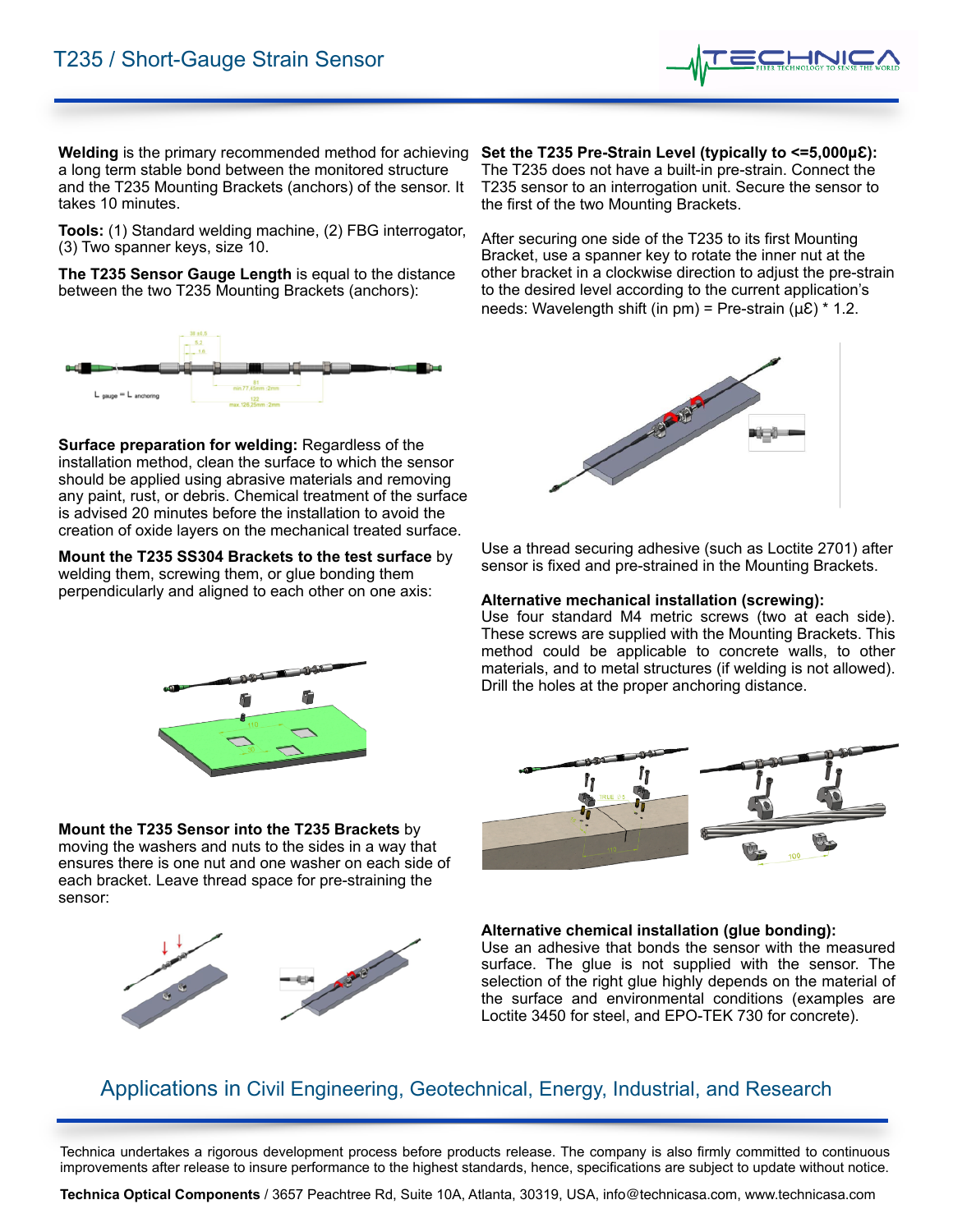**Welding** is the primary recommended method for achieving a long term stable bond between the monitored structure and the T235 Mounting Brackets (anchors) of the sensor. It takes 10 minutes.

**Tools:** (1) Standard welding machine, (2) FBG interrogator, (3) Two spanner keys, size 10.

**The T235 Sensor Gauge Length** is equal to the distance between the two T235 Mounting Brackets (anchors):

**Surface preparation for welding:** Regardless of the installation method, clean the surface to which the sensor should be applied using abrasive materials and removing any paint, rust, or debris. Chemical treatment of the surface is advised 20 minutes before the installation to avoid the creation of oxide layers on the mechanical treated surface.

**Mount the T235 SS304 Brackets to the test surface** by welding them, screwing them, or glue bonding them perpendicularly and aligned to each other on one axis:

**Mount the T235 Sensor into the T235 Brackets** by moving the washers and nuts to the sides in a way that ensures there is one nut and one washer on each side of each bracket. Leave thread space for pre-straining the sensor:

**Set the T235 Pre-Strain Level (typically to <=5,000µƐ):** The T235 does not have a built-in pre-strain. Connect the T235 sensor to an interrogation unit. Secure the sensor to the first of the two Mounting Brackets.

After securing one side of the T235 to its first Mounting Bracket, use a spanner key to rotate the inner nut at the other bracket in a clockwise direction to adjust the pre-strain to the desired level according to the current application's needs: Wavelength shift (in pm) = Pre-strain (µƐ) * 1.2.

Use a thread securing adhesive (such as Loctite 2701) after sensor is fixed and pre-strained in the Mounting Brackets.

**Alternative mechanical installation (screwing):**
Use four standard M4 metric screws (two at each side). These screws are supplied with the Mounting Brackets. This method could be applicable to concrete walls, to other materials, and to metal structures (if welding is not allowed). Drill the holes at the proper anchoring distance.

**Alternative chemical installation (glue bonding):**
Use an adhesive that bonds the sensor with the measured surface. The glue is not supplied with the sensor. The selection of the right glue highly depends on the material of the surface and environmental conditions (examples are Loctite 3450 for steel, and EPO-TEK 730 for concrete).

## Applications in Civil Engineering, Geotechnical, Energy, Industrial, and Research

Technica undertakes a rigorous development process before products release. The company is also firmly committed to continuous improvements after release to insure performance to the highest standards, hence, specifications are subject to update without notice.

**Technica Optical Components** / 3657 Peachtree Rd, Suite 10A, Atlanta, 30319, USA, info@technicasa.com, www.technicasa.com